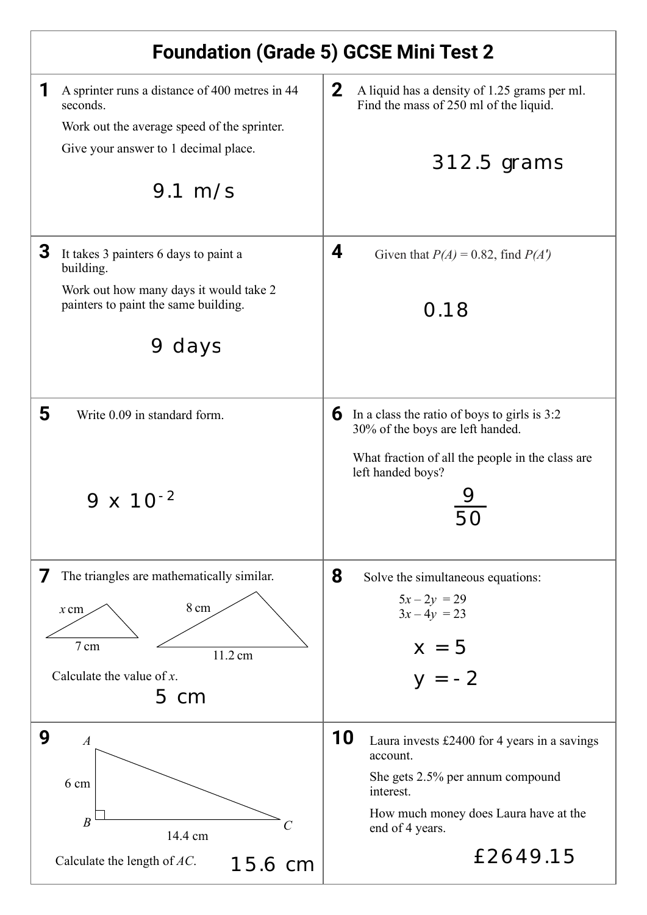# Foundation (Grade 5) GCSE Mini Test 2

**1** A sprinter runs a distance of 400 metres in 44 seconds.

Work out the average speed of the sprinter.

Give your answer to 1 decimal place.

9.1 m/s

**2** A liquid has a density of 1.25 grams per ml. Find the mass of 250 ml of the liquid.

312.5 grams

**3** It takes 3 painters 6 days to paint a building.

Work out how many days it would take 2 painters to paint the same building.

9 days

**4** Given that $P(A) = 0.82$, find $P(A')$

0.18

**5** Write 0.09 in standard form.

$9 \times 10^{-2}$

**6** In a class the ratio of boys to girls is 3:2
30% of the boys are left handed.

What fraction of all the people in the class are left handed boys?

$\frac{9}{50}$

**7** The triangles are mathematically similar.

Small triangle: $x$ cm, 7 cm. Large triangle: 8 cm, 11.2 cm.

Calculate the value of $x$.

5 cm

**8** Solve the simultaneous equations:

$$5x - 2y = 29$$
$$3x - 4y = 23$$

$x = 5$

$y = -2$

**9** Right-angled triangle $ABC$ with right angle at $B$, $AB = 6$ cm, $BC = 14.4$ cm.

Calculate the length of $AC$.

15.6 cm

**10** Laura invests £2400 for 4 years in a savings account.

She gets 2.5% per annum compound interest.

How much money does Laura have at the end of 4 years.

£2649.15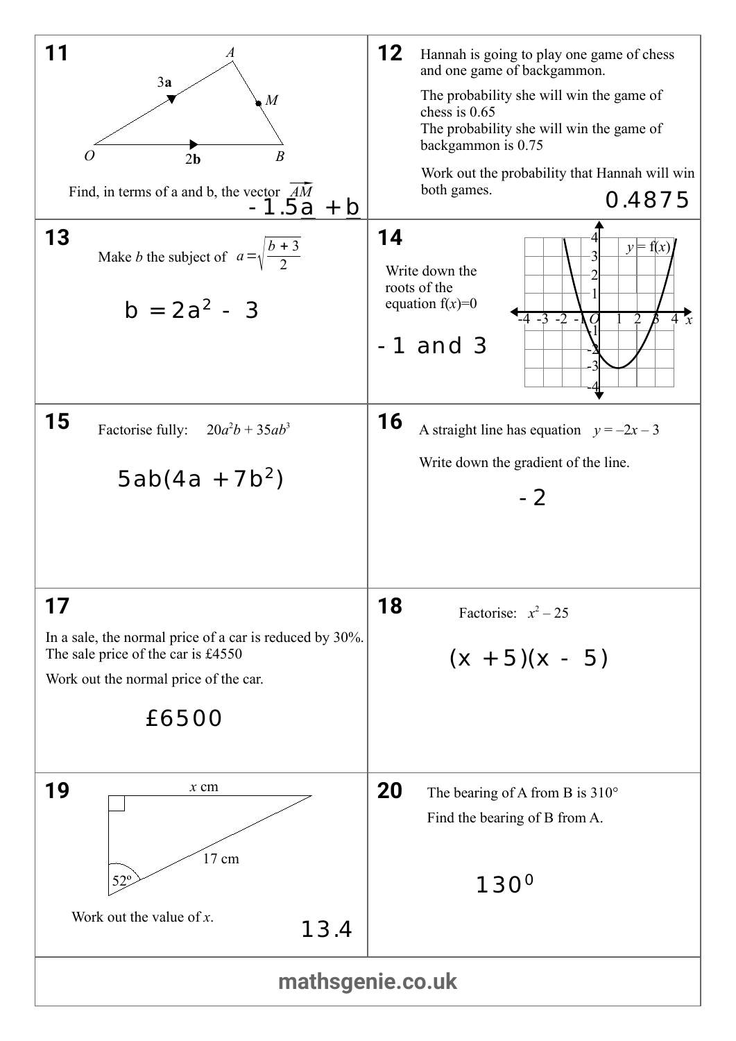## 11

A

$3\mathbf{a}$

M

O

B

$2\mathbf{b}$

Find, in terms of a and b, the vector $\overrightarrow{AM}$

$-1.5\underline{a} + \underline{b}$

## 12

Hannah is going to play one game of chess and one game of backgammon.

The probability she will win the game of chess is 0.65
The probability she will win the game of backgammon is 0.75

Work out the probability that Hannah will win both games.

0.4875

## 13

Make $b$ the subject of $a = \sqrt{\dfrac{b+3}{2}}$

$b = 2a^2 - 3$

## 14

Write down the roots of the equation f($x$)=0

-1 and 3

$y = f(x)$

4 3 2 1 -1 -2 -3 -4

-4 -3 -2 -1 O 1 2 3 4 $x$

## 15

Factorise fully: $20a^2b + 35ab^3$

$5ab(4a + 7b^2)$

## 16

A straight line has equation $y = -2x - 3$

Write down the gradient of the line.

-2

## 17

In a sale, the normal price of a car is reduced by 30%.
The sale price of the car is £4550

Work out the normal price of the car.

£6500

## 18

Factorise: $x^2 - 25$

$(x + 5)(x - 5)$

## 19

$x$ cm

17 cm

52°

Work out the value of $x$.

13.4

## 20

The bearing of A from B is 310°

Find the bearing of B from A.

$130^0$

mathsgenie.co.uk